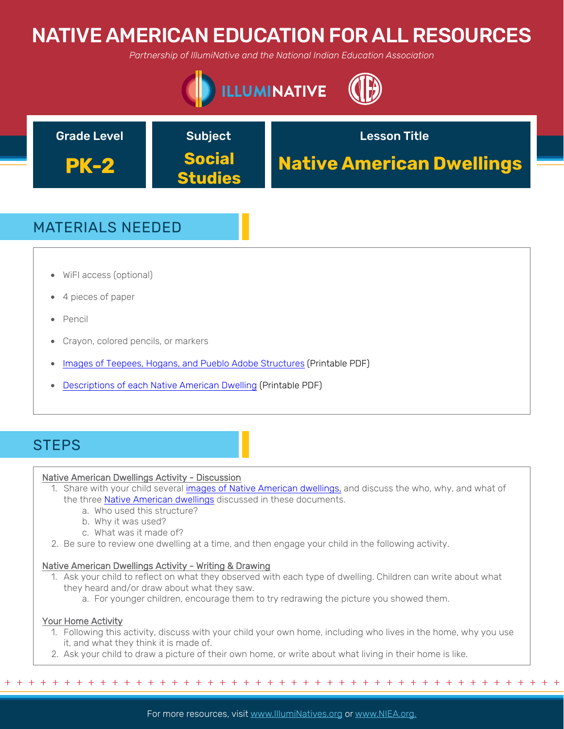# NATIVE AMERICAN EDUCATION FOR ALL RESOURCES

*Partnership of IllumiNative and the National Indian Education Association*

| Grade Level | Subject | Lesson Title |
|---|---|---|
| **PK-2** | **Social Studies** | **Native American Dwellings** |

## MATERIALS NEEDED

- WiFI access (optional)
- 4 pieces of paper
- Pencil
- Crayon, colored pencils, or markers
- Images of Teepees, Hogans, and Pueblo Adobe Structures (Printable PDF)
- Descriptions of each Native American Dwelling (Printable PDF)

## STEPS

Native American Dwellings Activity - Discussion

1. Share with your child several images of Native American dwellings, and discuss the who, why, and what of the three Native American dwellings discussed in these documents.
   a. Who used this structure?
   b. Why it was used?
   c. What was it made of?
2. Be sure to review one dwelling at a time, and then engage your child in the following activity.

Native American Dwellings Activity - Writing & Drawing

1. Ask your child to reflect on what they observed with each type of dwelling. Children can write about what they heard and/or draw about what they saw.
   a. For younger children, encourage them to try redrawing the picture you showed them.

Your Home Activity

1. Following this activity, discuss with your child your own home, including who lives in the home, why you use it, and what they think it is made of.
2. Ask your child to draw a picture of their own home, or write about what living in their home is like.

For more resources, visit www.IllumiNatives.org or www.NIEA.org.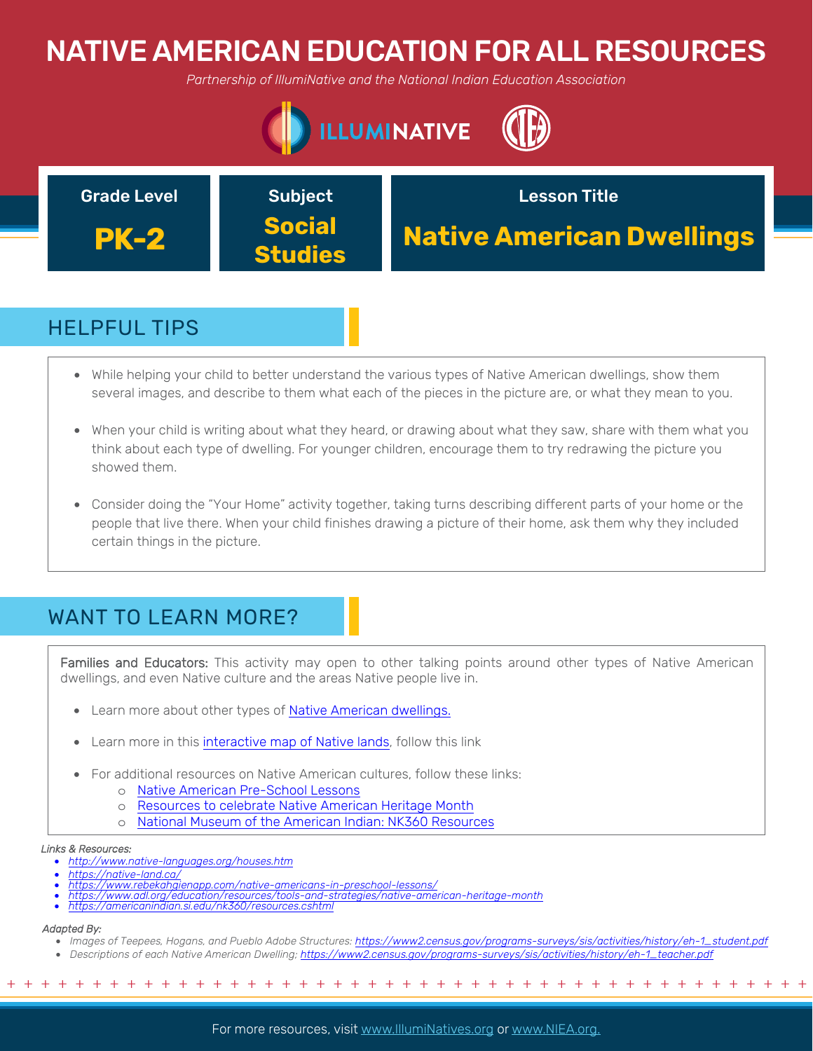# NATIVE AMERICAN EDUCATION FOR ALL RESOURCES

*Partnership of IllumiNative and the National Indian Education Association*

| Grade Level | Subject | Lesson Title |
|---|---|---|
| **PK-2** | **Social Studies** | **Native American Dwellings** |

## HELPFUL TIPS

- While helping your child to better understand the various types of Native American dwellings, show them several images, and describe to them what each of the pieces in the picture are, or what they mean to you.
- When your child is writing about what they heard, or drawing about what they saw, share with them what you think about each type of dwelling. For younger children, encourage them to try redrawing the picture you showed them.
- Consider doing the "Your Home" activity together, taking turns describing different parts of your home or the people that live there. When your child finishes drawing a picture of their home, ask them why they included certain things in the picture.

## WANT TO LEARN MORE?

Families and Educators: This activity may open to other talking points around other types of Native American dwellings, and even Native culture and the areas Native people live in.

- Learn more about other types of Native American dwellings.
- Learn more in this interactive map of Native lands, follow this link
- For additional resources on Native American cultures, follow these links:
  - Native American Pre-School Lessons
  - Resources to celebrate Native American Heritage Month
  - National Museum of the American Indian: NK360 Resources

*Links & Resources:*

- *http://www.native-languages.org/houses.htm*
- *https://native-land.ca/*
- *https://www.rebekahgienapp.com/native-americans-in-preschool-lessons/*
- *https://www.adl.org/education/resources/tools-and-strategies/native-american-heritage-month*
- *https://americanindian.si.edu/nk360/resources.cshtml*

*Adapted By:*

- *Images of Teepees, Hogans, and Pueblo Adobe Structures: https://www2.census.gov/programs-surveys/sis/activities/history/eh-1_student.pdf*
- *Descriptions of each Native American Dwelling; https://www2.census.gov/programs-surveys/sis/activities/history/eh-1_teacher.pdf*

For more resources, visit www.IllumiNatives.org or www.NIEA.org.